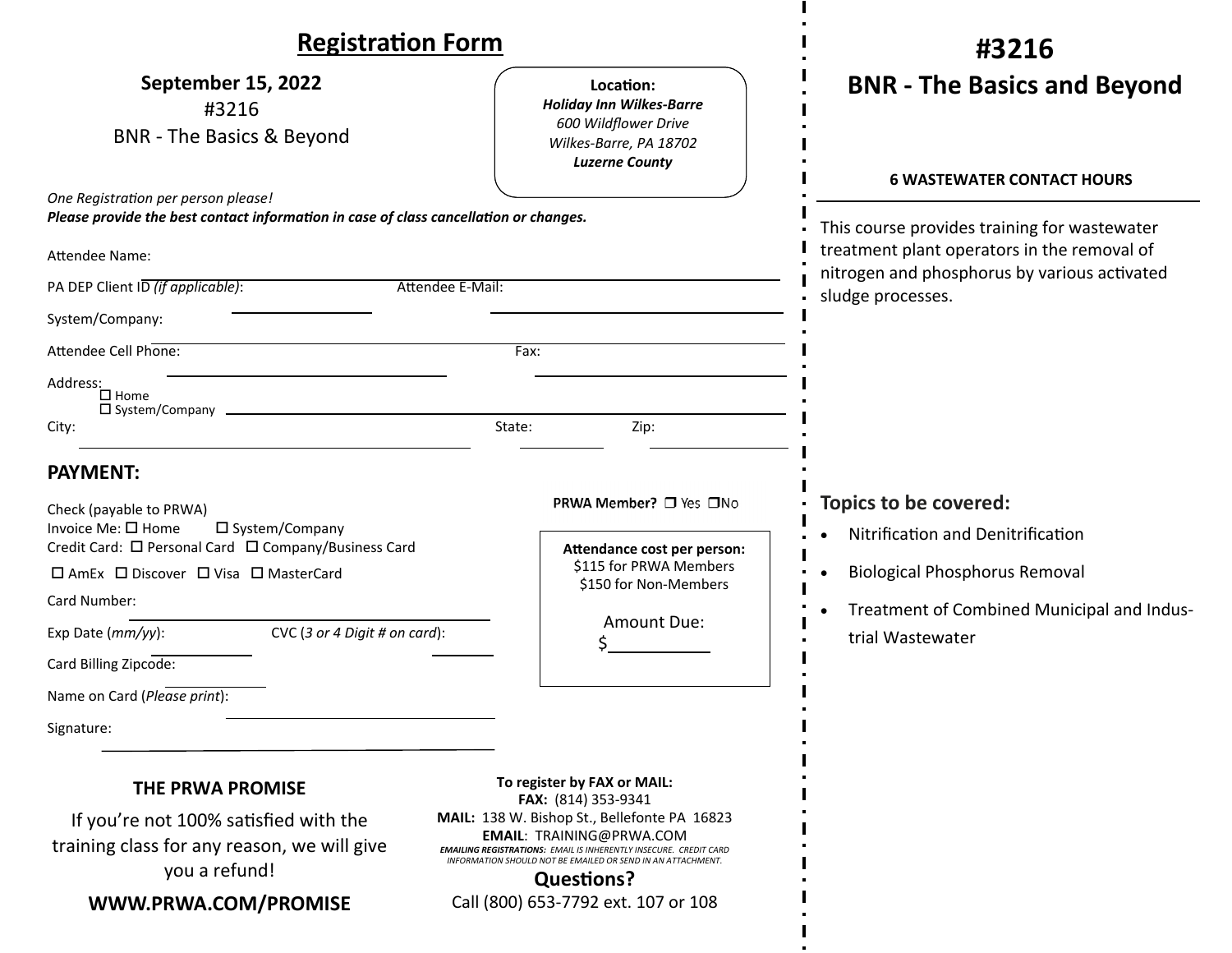## Registration Form

**September 15, 2022**
#3216
BNR - The Basics & Beyond

**Location:**
***Holiday Inn Wilkes-Barre***
*600 Wildflower Drive*
*Wilkes-Barre, PA 18702*
***Luzerne County***

*One Registration per person please!*
***Please provide the best contact information in case of class cancellation or changes.***

Attendee Name: ______________________________

PA DEP Client ID *(if applicable)*: ______________ Attendee E-Mail: ______________________________

System/Company: ______________________________

Attendee Cell Phone: ______________________________ Fax: ______________________________

Address: ☐ Home ☐ System/Company ______________________________

City: ______________________________ State: __________ Zip: __________

### PAYMENT:

Check (payable to PRWA)
Invoice Me: ☐ Home ☐ System/Company
Credit Card: ☐ Personal Card ☐ Company/Business Card
☐ AmEx ☐ Discover ☐ Visa ☐ MasterCard

Card Number: ______________________________

Exp Date (*mm/yy*): __________ CVC (*3 or 4 Digit # on card*): __________

Card Billing Zipcode: __________

Name on Card (*Please print*): ______________________________

Signature: ______________________________

**PRWA Member?** ☐ Yes ☐ No

**Attendance cost per person:**
$115 for PRWA Members
$150 for Non-Members

Amount Due:
$__________

**THE PRWA PROMISE**

If you're not 100% satisfied with the training class for any reason, we will give you a refund!

**WWW.PRWA.COM/PROMISE**

**To register by FAX or MAIL:**
**FAX:** (814) 353-9341
**MAIL:** 138 W. Bishop St., Bellefonte PA 16823
**EMAIL**: TRAINING@PRWA.COM
***EMAILING REGISTRATIONS:*** *EMAIL IS INHERENTLY INSECURE. CREDIT CARD INFORMATION SHOULD NOT BE EMAILED OR SEND IN AN ATTACHMENT.*

**Questions?**
Call (800) 653-7792 ext. 107 or 108

# #3216
# BNR - The Basics and Beyond

**6 WASTEWATER CONTACT HOURS**

This course provides training for wastewater treatment plant operators in the removal of nitrogen and phosphorus by various activated sludge processes.

### Topics to be covered:

- Nitrification and Denitrification
- Biological Phosphorus Removal
- Treatment of Combined Municipal and Industrial Wastewater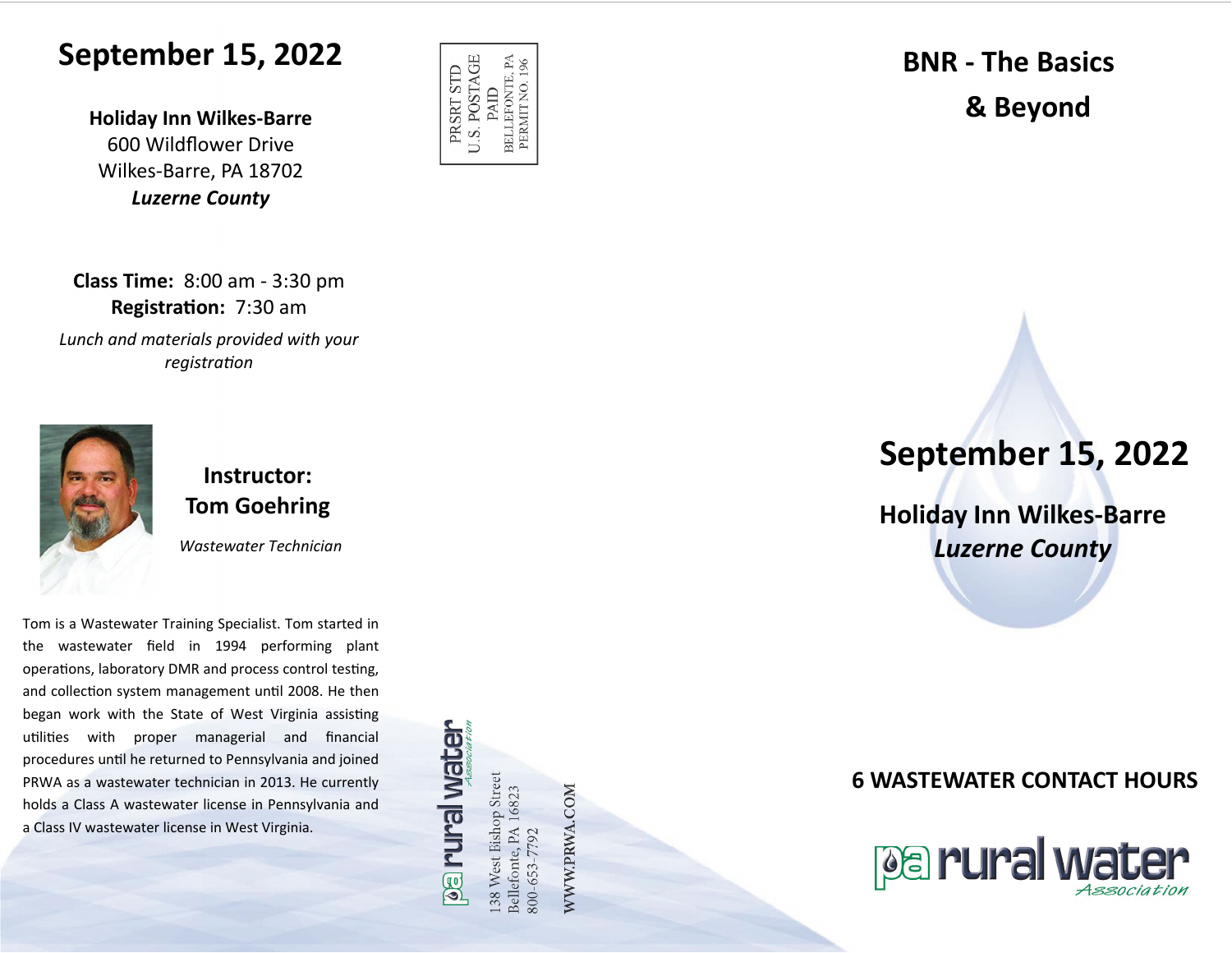## September 15, 2022

**Holiday Inn Wilkes-Barre**
600 Wildflower Drive
Wilkes-Barre, PA 18702
***Luzerne County***

**Class Time:** 8:00 am - 3:30 pm
**Registration:** 7:30 am

*Lunch and materials provided with your registration*

**Instructor:**
**Tom Goehring**

*Wastewater Technician*

Tom is a Wastewater Training Specialist. Tom started in the wastewater field in 1994 performing plant operations, laboratory DMR and process control testing, and collection system management until 2008. He then began work with the State of West Virginia assisting utilities with proper managerial and financial procedures until he returned to Pennsylvania and joined PRWA as a wastewater technician in 2013. He currently holds a Class A wastewater license in Pennsylvania and a Class IV wastewater license in West Virginia.

PRSRT STD
U.S. POSTAGE
PAID
BELLEFONTE, PA
PERMIT NO. 196

pa rural water Association
138 West Bishop Street
Bellefonte, PA 16823
800-653-7792

WWW.PRWA.COM

# BNR - The Basics & Beyond

## September 15, 2022

**Holiday Inn Wilkes-Barre**
***Luzerne County***

**6 WASTEWATER CONTACT HOURS**

pa rural water Association